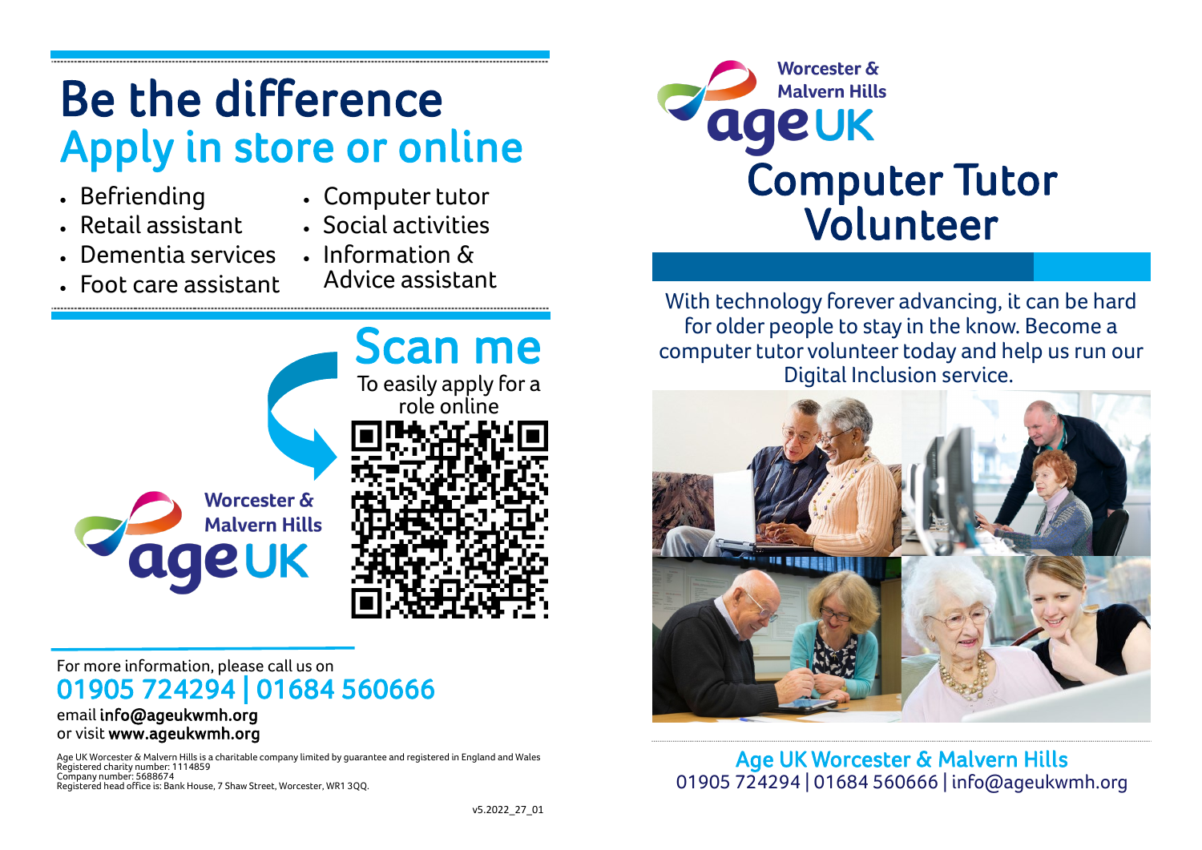# Be the difference

## Apply in store or online

- Befriending
- Retail assistant
- Dementia services
- Foot care assistant
- Computer tutor
- Social activities
- Information & Advice assistant

## Scan me

To easily apply for a role online

Worcester & Malvern Hills
age UK

For more information, please call us on

**01905 724294 | 01684 560666**

email **info@ageukwmh.org**
or visit **www.ageukwmh.org**

Age UK Worcester & Malvern Hills is a charitable company limited by guarantee and registered in England and Wales
Registered charity number: 1114859
Company number: 5688674
Registered head office is: Bank House, 7 Shaw Street, Worcester, WR1 3QQ.

v5.2022_27_01

Worcester & Malvern Hills
age UK

# Computer Tutor Volunteer

With technology forever advancing, it can be hard for older people to stay in the know. Become a computer tutor volunteer today and help us run our Digital Inclusion service.

**Age UK Worcester & Malvern Hills**
01905 724294 | 01684 560666 | info@ageukwmh.org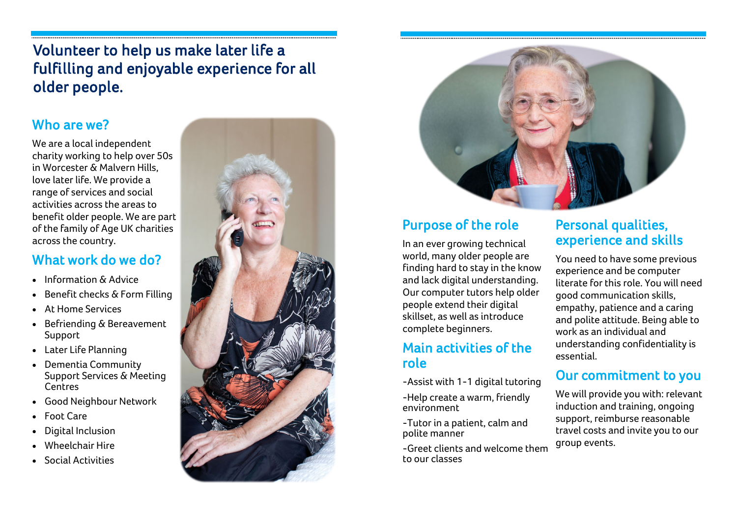# Volunteer to help us make later life a fulfilling and enjoyable experience for all older people.

## Who are we?

We are a local independent charity working to help over 50s in Worcester & Malvern Hills, love later life. We provide a range of services and social activities across the areas to benefit older people. We are part of the family of Age UK charities across the country.

## What work do we do?

- Information & Advice
- Benefit checks & Form Filling
- At Home Services
- Befriending & Bereavement Support
- Later Life Planning
- Dementia Community Support Services & Meeting Centres
- Good Neighbour Network
- Foot Care
- Digital Inclusion
- Wheelchair Hire
- Social Activities

## Purpose of the role

In an ever growing technical world, many older people are finding hard to stay in the know and lack digital understanding. Our computer tutors help older people extend their digital skillset, as well as introduce complete beginners.

## Main activities of the role

-Assist with 1-1 digital tutoring

-Help create a warm, friendly environment

-Tutor in a patient, calm and polite manner

-Greet clients and welcome them to our classes

## Personal qualities, experience and skills

You need to have some previous experience and be computer literate for this role. You will need good communication skills, empathy, patience and a caring and polite attitude. Being able to work as an individual and understanding confidentiality is essential.

## Our commitment to you

We will provide you with: relevant induction and training, ongoing support, reimburse reasonable travel costs and invite you to our group events.